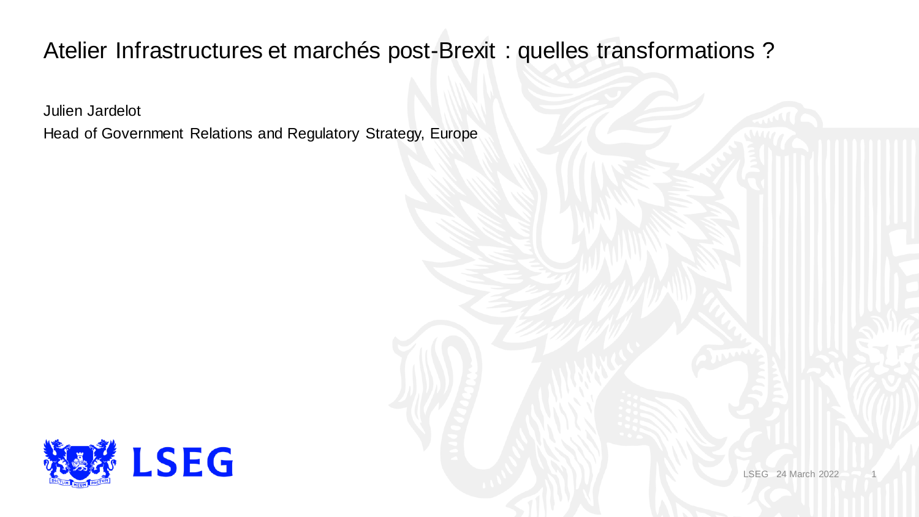# Atelier Infrastructures et marchés post-Brexit : quelles transformations ?

Julien Jardelot

Head of Government Relations and Regulatory Strategy, Europe

LSEG

LSEG 24 March 2022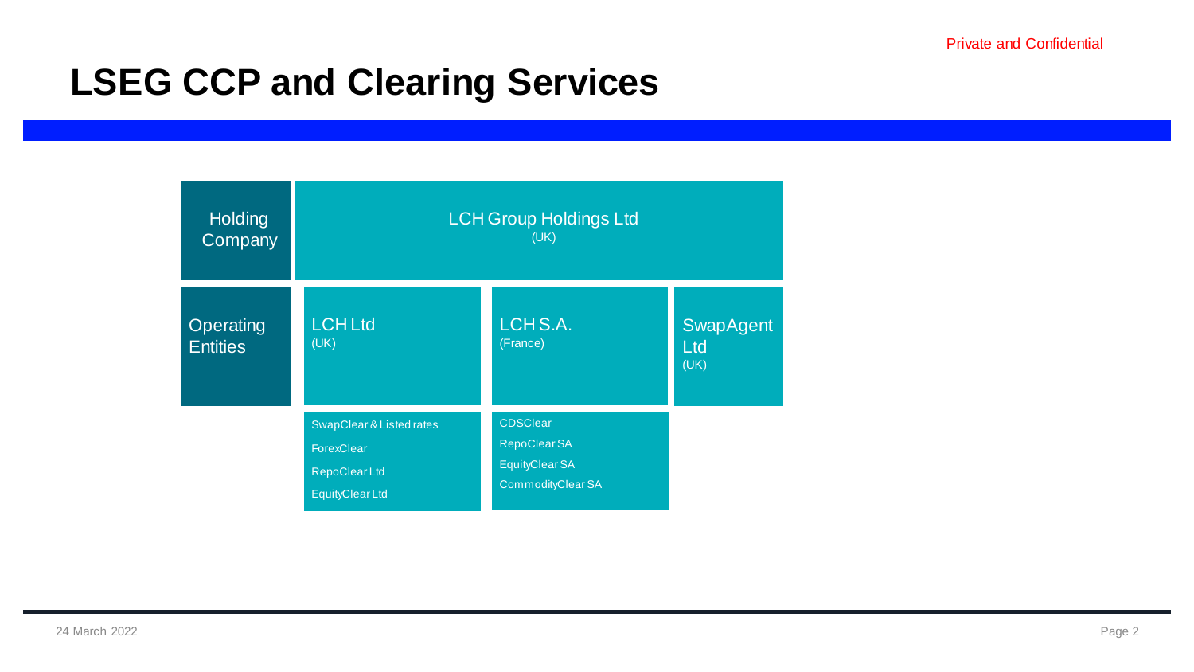Private and Confidential

# LSEG CCP and Clearing Services

| | | | |
|---|---|---|---|
| Holding Company | LCH Group Holdings Ltd (UK) | | |
| Operating Entities | LCH Ltd (UK) | LCH S.A. (France) | SwapAgent Ltd (UK) |
| | SwapClear & Listed rates<br>ForexClear<br>RepoClear Ltd<br>EquityClear Ltd | CDSClear<br>RepoClear SA<br>EquityClear SA<br>CommodityClear SA | |

24 March 2022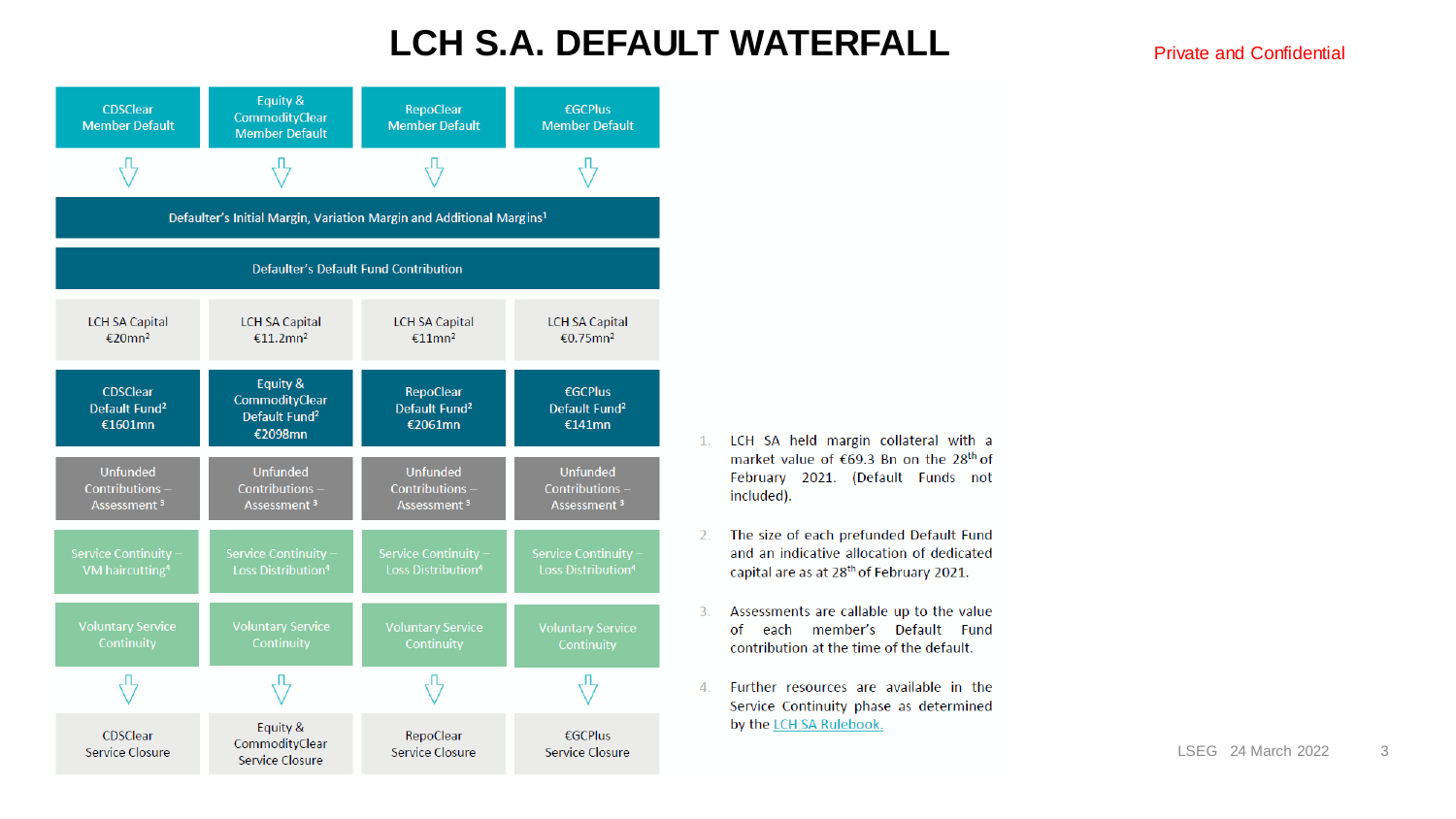# LCH S.A. DEFAULT WATERFALL

Private and Confidential

| CDSClear Member Default | Equity & CommodityClear Member Default | RepoClear Member Default | €GCPlus Member Default |
| --- | --- | --- | --- |
| Defaulter's Initial Margin, Variation Margin and Additional Margins[1] | | | |
| Defaulter's Default Fund Contribution | | | |
| LCH SA Capital €20mn[2] | LCH SA Capital €11.2mn[2] | LCH SA Capital €11mn[2] | LCH SA Capital €0.75mn[2] |
| CDSClear Default Fund[2] €1601mn | Equity & CommodityClear Default Fund[2] €2098mn | RepoClear Default Fund[2] €2061mn | €GCPlus Default Fund[2] €141mn |
| Unfunded Contributions – Assessment[3] | Unfunded Contributions – Assessment[3] | Unfunded Contributions – Assessment[3] | Unfunded Contributions – Assessment[3] |
| Service Continuity – VM haircutting[4] | Service Continuity – Loss Distribution[4] | Service Continuity – Loss Distribution[4] | Service Continuity – Loss Distribution[4] |
| Voluntary Service Continuity | Voluntary Service Continuity | Voluntary Service Continuity | Voluntary Service Continuity |
| CDSClear Service Closure | Equity & CommodityClear Service Closure | RepoClear Service Closure | €GCPlus Service Closure |

1. LCH SA held margin collateral with a market value of €69.3 Bn on the 28th of February 2021. (Default Funds not included).
2. The size of each prefunded Default Fund and an indicative allocation of dedicated capital are as at 28th of February 2021.
3. Assessments are callable up to the value of each member's Default Fund contribution at the time of the default.
4. Further resources are available in the Service Continuity phase as determined by the LCH SA Rulebook.

LSEG 24 March 2022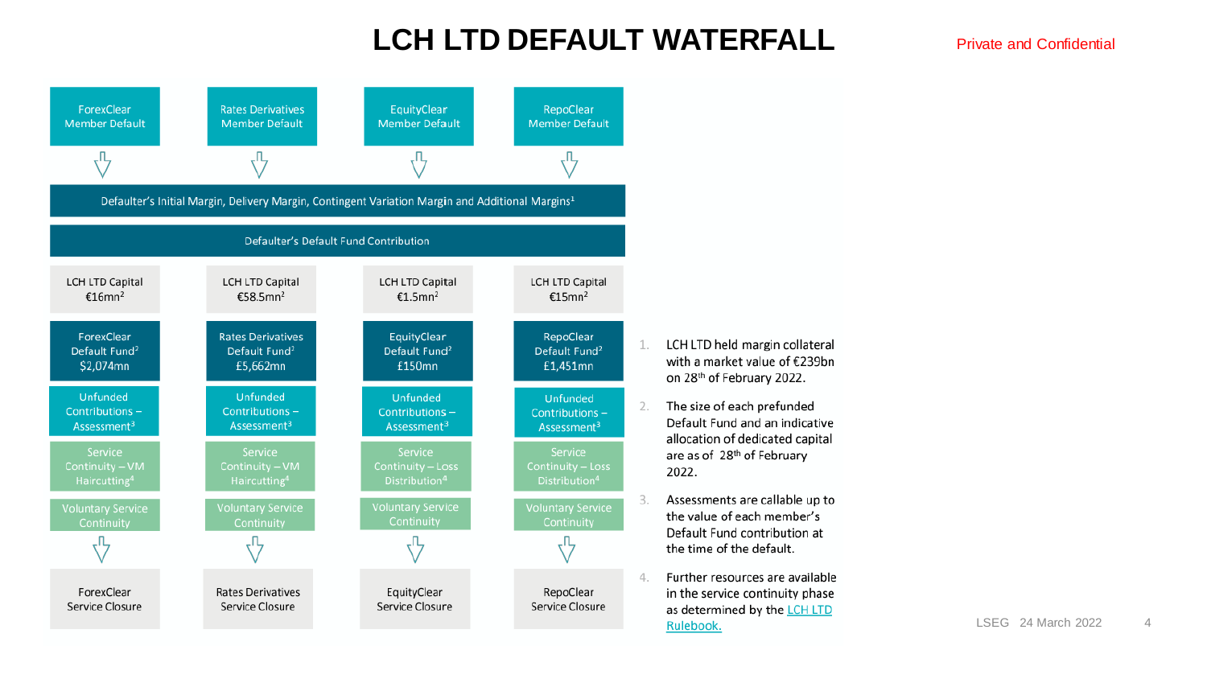# LCH LTD DEFAULT WATERFALL

Private and Confidential

| ForexClear Member Default | Rates Derivatives Member Default | EquityClear Member Default | RepoClear Member Default |
|---|---|---|---|
| Defaulter's Initial Margin, Delivery Margin, Contingent Variation Margin and Additional Margins[1] | | | |
| Defaulter's Default Fund Contribution | | | |
| LCH LTD Capital €16mn[2] | LCH LTD Capital €58.5mn[2] | LCH LTD Capital €1.5mn[2] | LCH LTD Capital €15mn[2] |
| ForexClear Default Fund[2] $2,074mn | Rates Derivatives Default Fund[2] £5,662mn | EquityClear Default Fund[2] £150mn | RepoClear Default Fund[2] £1,451mn |
| Unfunded Contributions – Assessment[3] | Unfunded Contributions – Assessment[3] | Unfunded Contributions – Assessment[3] | Unfunded Contributions – Assessment[3] |
| Service Continuity – VM Haircutting[4] | Service Continuity – VM Haircutting[4] | Service Continuity – Loss Distribution[4] | Service Continuity – Loss Distribution[4] |
| Voluntary Service Continuity | Voluntary Service Continuity | Voluntary Service Continuity | Voluntary Service Continuity |
| ForexClear Service Closure | Rates Derivatives Service Closure | EquityClear Service Closure | RepoClear Service Closure |

1. LCH LTD held margin collateral with a market value of €239bn on 28th of February 2022.
2. The size of each prefunded Default Fund and an indicative allocation of dedicated capital are as of 28th of February 2022.
3. Assessments are callable up to the value of each member's Default Fund contribution at the time of the default.
4. Further resources are available in the service continuity phase as determined by the [LCH LTD Rulebook.]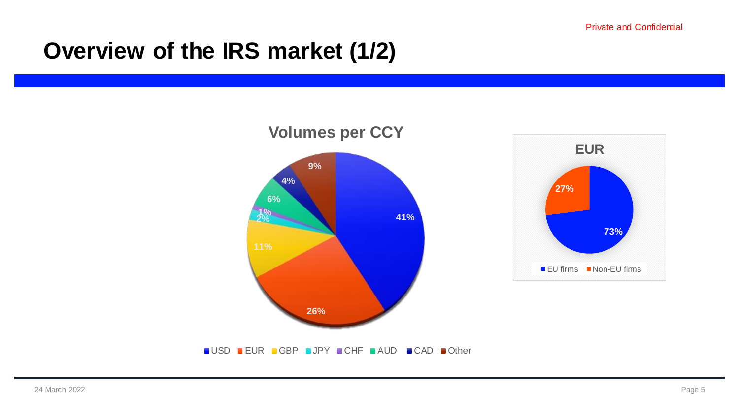Private and Confidential

# Overview of the IRS market (1/2)

**Volumes per CCY**

| CCY | Share |
| --- | --- |
| USD | 41% |
| EUR | 26% |
| GBP | 11% |
| JPY | 2% |
| CHF | 1% |
| AUD | 6% |
| CAD | 4% |
| Other | 9% |

**EUR**

| Firms | Share |
| --- | --- |
| EU firms | 73% |
| Non-EU firms | 27% |

24 March 2022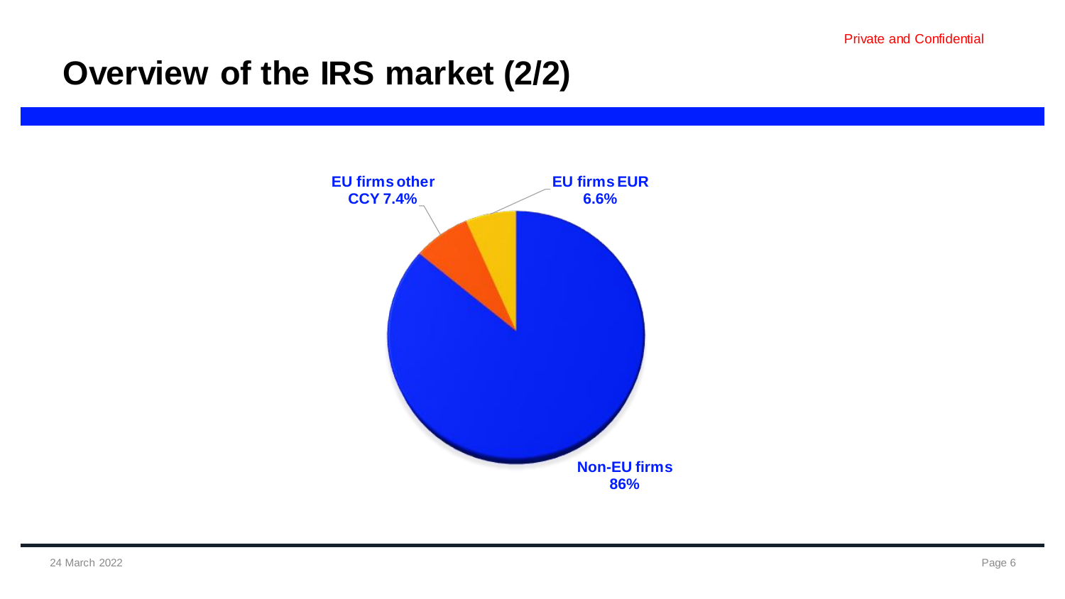# Overview of the IRS market (2/2)

EU firms other CCY 7.4%

EU firms EUR 6.6%

Non-EU firms 86%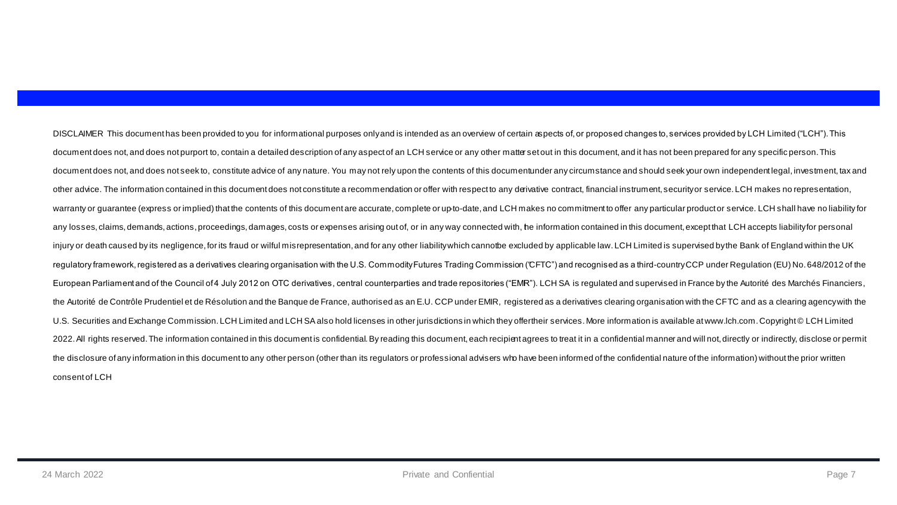DISCLAIMER This document has been provided to you for informational purposes only and is intended as an overview of certain aspects of, or proposed changes to, services provided by LCH Limited ("LCH"). This document does not, and does not purport to, contain a detailed description of any aspect of an LCH service or any other matter set out in this document, and it has not been prepared for any specific person. This document does not, and does not seek to, constitute advice of any nature. You may not rely upon the contents of this document under any circumstance and should seek your own independent legal, investment, tax and other advice. The information contained in this document does not constitute a recommendation or offer with respect to any derivative contract, financial instrument, security or service. LCH makes no representation, warranty or guarantee (express or implied) that the contents of this document are accurate, complete or up-to-date, and LCH makes no commitment to offer any particular product or service. LCH shall have no liability for any losses, claims, demands, actions, proceedings, damages, costs or expenses arising out of, or in any way connected with, the information contained in this document, except that LCH accepts liability for personal injury or death caused by its negligence, for its fraud or wilful misrepresentation, and for any other liability which cannot be excluded by applicable law. LCH Limited is supervised by the Bank of England within the UK regulatory framework, registered as a derivatives clearing organisation with the U.S. Commodity Futures Trading Commission ("CFTC") and recognised as a third-country CCP under Regulation (EU) No. 648/2012 of the European Parliament and of the Council of 4 July 2012 on OTC derivatives, central counterparties and trade repositories ("EMIR"). LCH SA is regulated and supervised in France by the Autorité des Marchés Financiers, the Autorité de Contrôle Prudentiel et de Résolution and the Banque de France, authorised as an E.U. CCP under EMIR, registered as a derivatives clearing organisation with the CFTC and as a clearing agency with the U.S. Securities and Exchange Commission. LCH Limited and LCH SA also hold licenses in other jurisdictions in which they offer their services. More information is available at www.lch.com. Copyright © LCH Limited 2022. All rights reserved. The information contained in this document is confidential. By reading this document, each recipient agrees to treat it in a confidential manner and will not, directly or indirectly, disclose or permit the disclosure of any information in this document to any other person (other than its regulators or professional advisers who have been informed of the confidential nature of the information) without the prior written consent of LCH